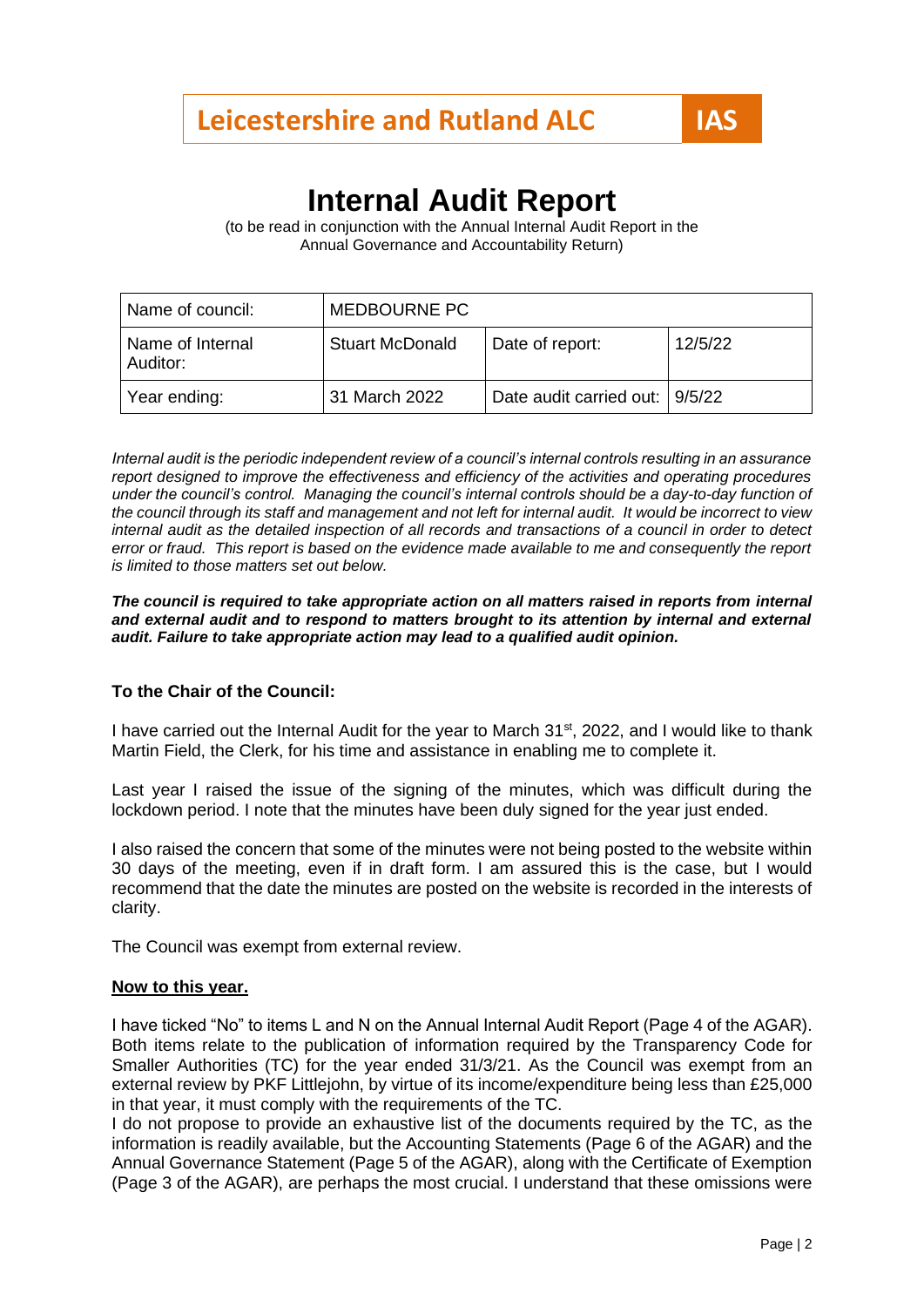**Leicestershire and Rutland ALC** **IAS**

# Internal Audit Report

(to be read in conjunction with the Annual Internal Audit Report in the Annual Governance and Accountability Return)

| Name of council: | MEDBOURNE PC | | |
|---|---|---|---|
| Name of Internal Auditor: | Stuart McDonald | Date of report: | 12/5/22 |
| Year ending: | 31 March 2022 | Date audit carried out: | 9/5/22 |

*Internal audit is the periodic independent review of a council's internal controls resulting in an assurance report designed to improve the effectiveness and efficiency of the activities and operating procedures under the council's control. Managing the council's internal controls should be a day-to-day function of the council through its staff and management and not left for internal audit. It would be incorrect to view internal audit as the detailed inspection of all records and transactions of a council in order to detect error or fraud. This report is based on the evidence made available to me and consequently the report is limited to those matters set out below.*

***The council is required to take appropriate action on all matters raised in reports from internal and external audit and to respond to matters brought to its attention by internal and external audit. Failure to take appropriate action may lead to a qualified audit opinion.***

**To the Chair of the Council:**

I have carried out the Internal Audit for the year to March 31st, 2022, and I would like to thank Martin Field, the Clerk, for his time and assistance in enabling me to complete it.

Last year I raised the issue of the signing of the minutes, which was difficult during the lockdown period. I note that the minutes have been duly signed for the year just ended.

I also raised the concern that some of the minutes were not being posted to the website within 30 days of the meeting, even if in draft form. I am assured this is the case, but I would recommend that the date the minutes are posted on the website is recorded in the interests of clarity.

The Council was exempt from external review.

**<u>Now to this year.</u>**

I have ticked "No" to items L and N on the Annual Internal Audit Report (Page 4 of the AGAR). Both items relate to the publication of information required by the Transparency Code for Smaller Authorities (TC) for the year ended 31/3/21. As the Council was exempt from an external review by PKF Littlejohn, by virtue of its income/expenditure being less than £25,000 in that year, it must comply with the requirements of the TC.

I do not propose to provide an exhaustive list of the documents required by the TC, as the information is readily available, but the Accounting Statements (Page 6 of the AGAR) and the Annual Governance Statement (Page 5 of the AGAR), along with the Certificate of Exemption (Page 3 of the AGAR), are perhaps the most crucial. I understand that these omissions were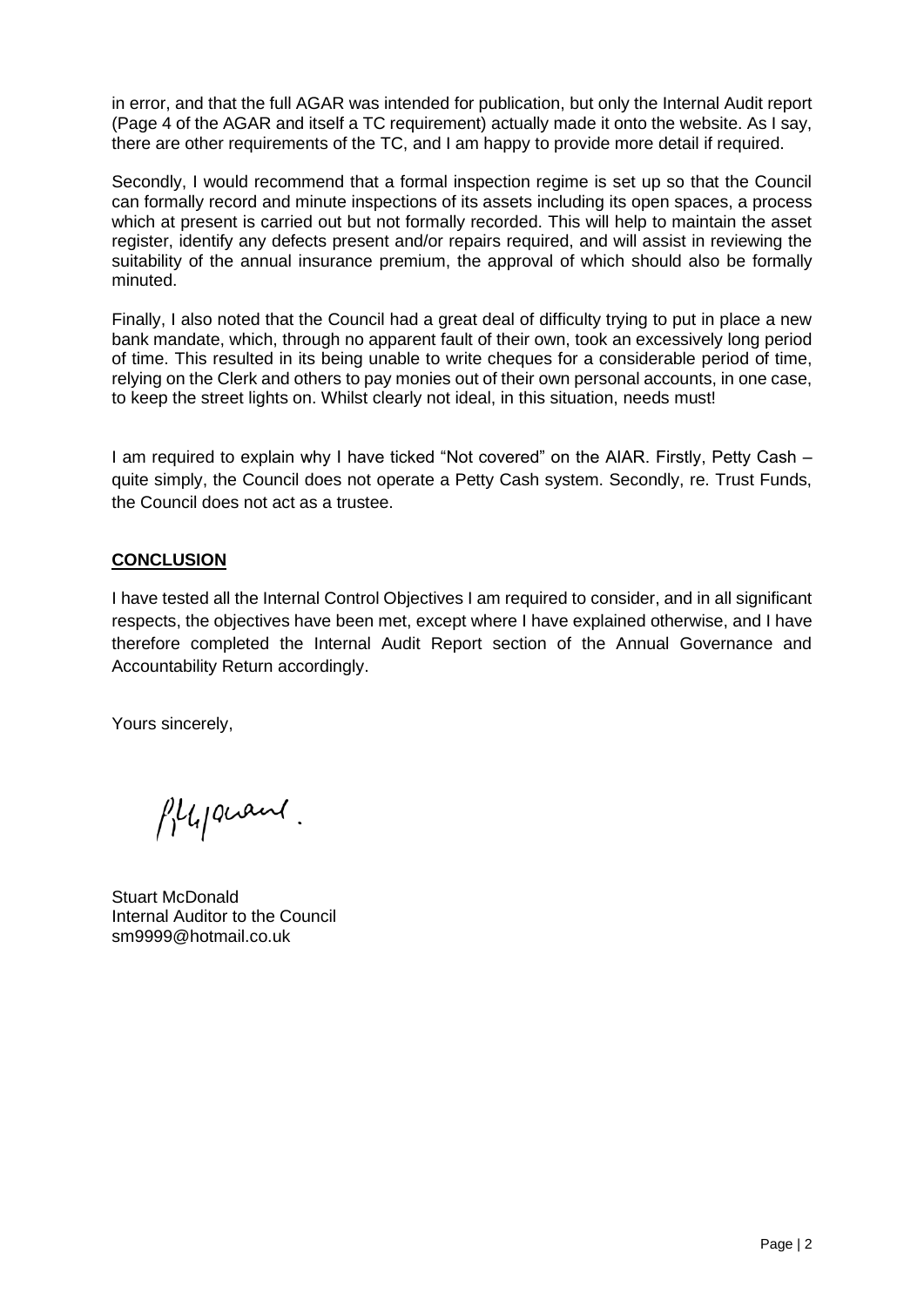in error, and that the full AGAR was intended for publication, but only the Internal Audit report (Page 4 of the AGAR and itself a TC requirement) actually made it onto the website. As I say, there are other requirements of the TC, and I am happy to provide more detail if required.

Secondly, I would recommend that a formal inspection regime is set up so that the Council can formally record and minute inspections of its assets including its open spaces, a process which at present is carried out but not formally recorded. This will help to maintain the asset register, identify any defects present and/or repairs required, and will assist in reviewing the suitability of the annual insurance premium, the approval of which should also be formally minuted.

Finally, I also noted that the Council had a great deal of difficulty trying to put in place a new bank mandate, which, through no apparent fault of their own, took an excessively long period of time. This resulted in its being unable to write cheques for a considerable period of time, relying on the Clerk and others to pay monies out of their own personal accounts, in one case, to keep the street lights on. Whilst clearly not ideal, in this situation, needs must!

I am required to explain why I have ticked "Not covered" on the AIAR. Firstly, Petty Cash – quite simply, the Council does not operate a Petty Cash system. Secondly, re. Trust Funds, the Council does not act as a trustee.

**CONCLUSION**

I have tested all the Internal Control Objectives I am required to consider, and in all significant respects, the objectives have been met, except where I have explained otherwise, and I have therefore completed the Internal Audit Report section of the Annual Governance and Accountability Return accordingly.

Yours sincerely,

Stuart McDonald
Internal Auditor to the Council
sm9999@hotmail.co.uk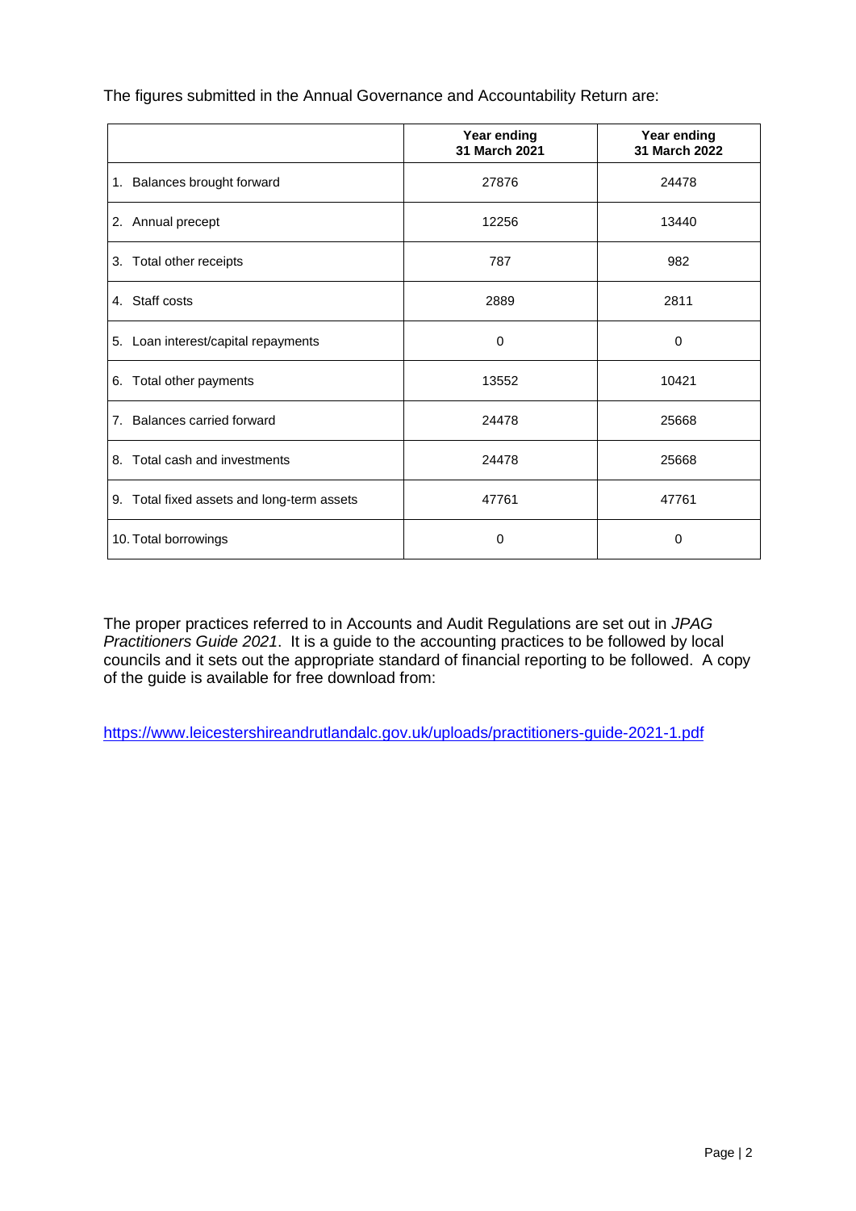The figures submitted in the Annual Governance and Accountability Return are:

| | Year ending 31 March 2021 | Year ending 31 March 2022 |
|---|---|---|
| 1. Balances brought forward | 27876 | 24478 |
| 2. Annual precept | 12256 | 13440 |
| 3. Total other receipts | 787 | 982 |
| 4. Staff costs | 2889 | 2811 |
| 5. Loan interest/capital repayments | 0 | 0 |
| 6. Total other payments | 13552 | 10421 |
| 7. Balances carried forward | 24478 | 25668 |
| 8. Total cash and investments | 24478 | 25668 |
| 9. Total fixed assets and long-term assets | 47761 | 47761 |
| 10. Total borrowings | 0 | 0 |

The proper practices referred to in Accounts and Audit Regulations are set out in *JPAG Practitioners Guide 2021*. It is a guide to the accounting practices to be followed by local councils and it sets out the appropriate standard of financial reporting to be followed. A copy of the guide is available for free download from:

https://www.leicestershireandrutlandalc.gov.uk/uploads/practitioners-guide-2021-1.pdf